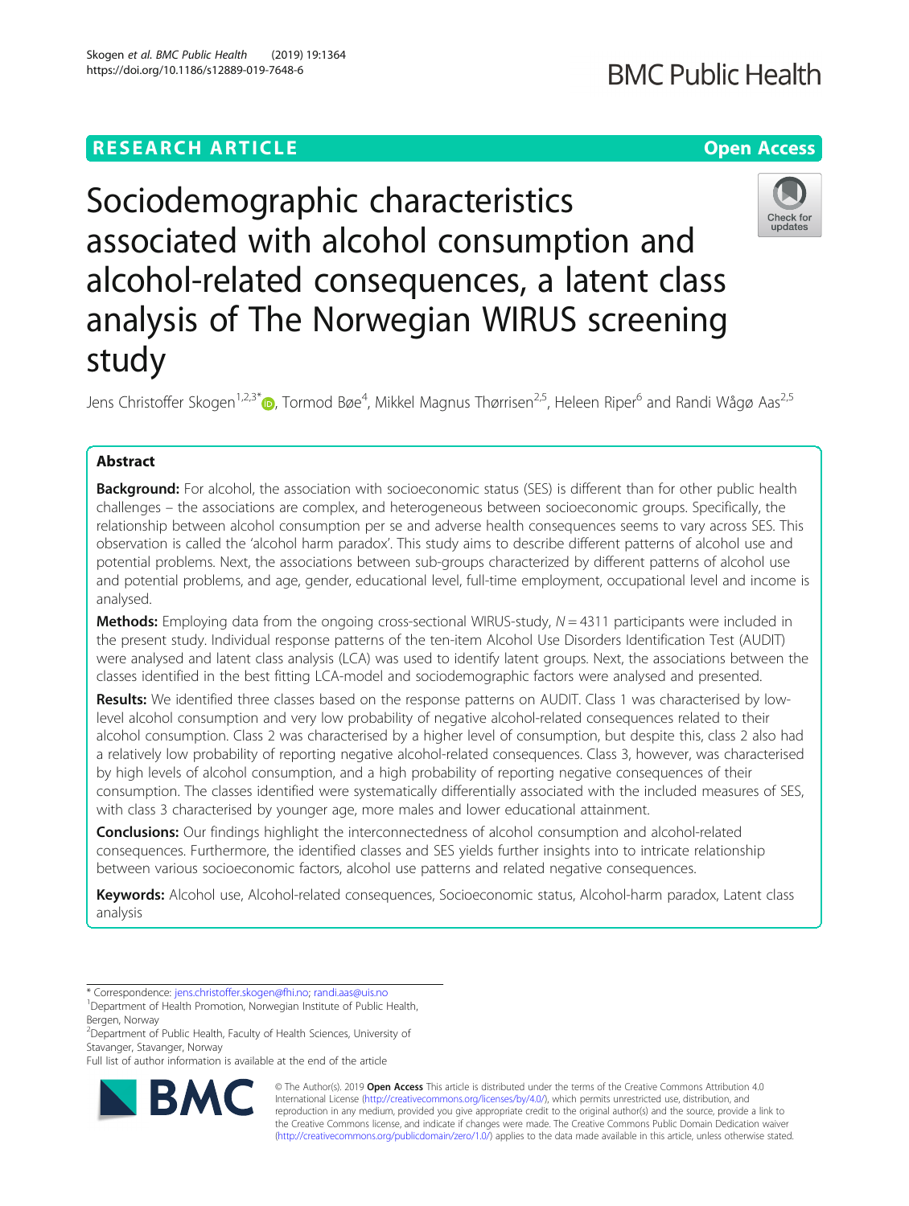RESEARCH ARTICLE

Open Access

# Sociodemographic characteristics associated with alcohol consumption and alcohol-related consequences, a latent class analysis of The Norwegian WIRUS screening study

Jens Christoffer Skogen[1,2,3*], Tormod Bøe[4], Mikkel Magnus Thørrisen[2,5], Heleen Riper[6] and Randi Wågø Aas[2,5]

## Abstract

**Background:** For alcohol, the association with socioeconomic status (SES) is different than for other public health challenges – the associations are complex, and heterogeneous between socioeconomic groups. Specifically, the relationship between alcohol consumption per se and adverse health consequences seems to vary across SES. This observation is called the 'alcohol harm paradox'. This study aims to describe different patterns of alcohol use and potential problems. Next, the associations between sub-groups characterized by different patterns of alcohol use and potential problems, and age, gender, educational level, full-time employment, occupational level and income is analysed.

**Methods:** Employing data from the ongoing cross-sectional WIRUS-study, $N = 4311$ participants were included in the present study. Individual response patterns of the ten-item Alcohol Use Disorders Identification Test (AUDIT) were analysed and latent class analysis (LCA) was used to identify latent groups. Next, the associations between the classes identified in the best fitting LCA-model and sociodemographic factors were analysed and presented.

**Results:** We identified three classes based on the response patterns on AUDIT. Class 1 was characterised by low-level alcohol consumption and very low probability of negative alcohol-related consequences related to their alcohol consumption. Class 2 was characterised by a higher level of consumption, but despite this, class 2 also had a relatively low probability of reporting negative alcohol-related consequences. Class 3, however, was characterised by high levels of alcohol consumption, and a high probability of reporting negative consequences of their consumption. The classes identified were systematically differentially associated with the included measures of SES, with class 3 characterised by younger age, more males and lower educational attainment.

**Conclusions:** Our findings highlight the interconnectedness of alcohol consumption and alcohol-related consequences. Furthermore, the identified classes and SES yields further insights into to intricate relationship between various socioeconomic factors, alcohol use patterns and related negative consequences.

**Keywords:** Alcohol use, Alcohol-related consequences, Socioeconomic status, Alcohol-harm paradox, Latent class analysis

---

* Correspondence: jens.christoffer.skogen@fhi.no; randi.aas@uis.no
[1]Department of Health Promotion, Norwegian Institute of Public Health, Bergen, Norway
[2]Department of Public Health, Faculty of Health Sciences, University of Stavanger, Stavanger, Norway
Full list of author information is available at the end of the article

© The Author(s). 2019 **Open Access** This article is distributed under the terms of the Creative Commons Attribution 4.0 International License (http://creativecommons.org/licenses/by/4.0/), which permits unrestricted use, distribution, and reproduction in any medium, provided you give appropriate credit to the original author(s) and the source, provide a link to the Creative Commons license, and indicate if changes were made. The Creative Commons Public Domain Dedication waiver (http://creativecommons.org/publicdomain/zero/1.0/) applies to the data made available in this article, unless otherwise stated.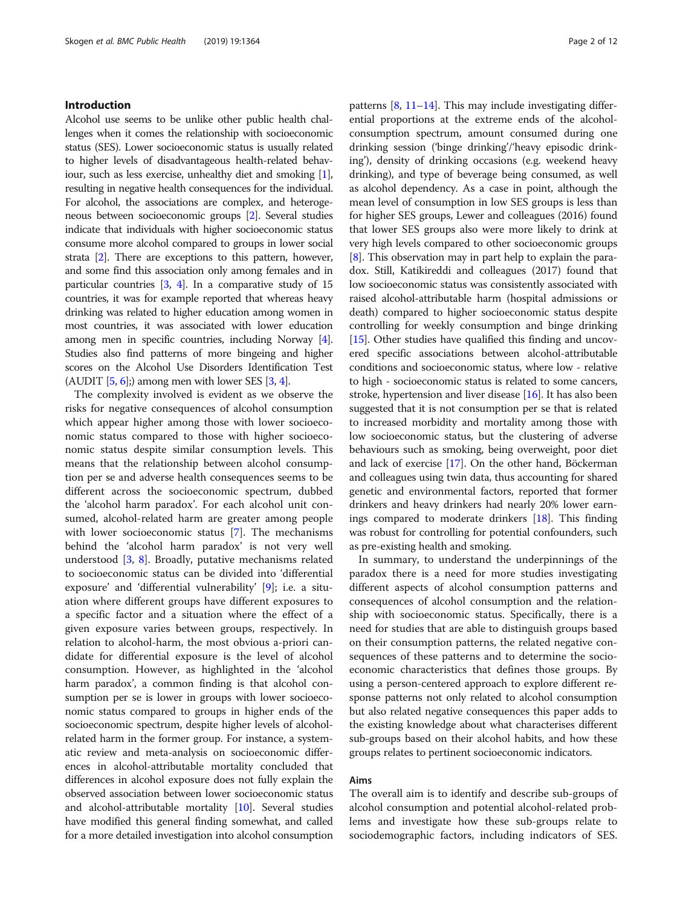## Introduction

Alcohol use seems to be unlike other public health challenges when it comes the relationship with socioeconomic status (SES). Lower socioeconomic status is usually related to higher levels of disadvantageous health-related behaviour, such as less exercise, unhealthy diet and smoking [1], resulting in negative health consequences for the individual. For alcohol, the associations are complex, and heterogeneous between socioeconomic groups [2]. Several studies indicate that individuals with higher socioeconomic status consume more alcohol compared to groups in lower social strata [2]. There are exceptions to this pattern, however, and some find this association only among females and in particular countries [3, 4]. In a comparative study of 15 countries, it was for example reported that whereas heavy drinking was related to higher education among women in most countries, it was associated with lower education among men in specific countries, including Norway [4]. Studies also find patterns of more bingeing and higher scores on the Alcohol Use Disorders Identification Test (AUDIT [5, 6];) among men with lower SES [3, 4].

The complexity involved is evident as we observe the risks for negative consequences of alcohol consumption which appear higher among those with lower socioeconomic status compared to those with higher socioeconomic status despite similar consumption levels. This means that the relationship between alcohol consumption per se and adverse health consequences seems to be different across the socioeconomic spectrum, dubbed the 'alcohol harm paradox'. For each alcohol unit consumed, alcohol-related harm are greater among people with lower socioeconomic status [7]. The mechanisms behind the 'alcohol harm paradox' is not very well understood [3, 8]. Broadly, putative mechanisms related to socioeconomic status can be divided into 'differential exposure' and 'differential vulnerability' [9]; i.e. a situation where different groups have different exposures to a specific factor and a situation where the effect of a given exposure varies between groups, respectively. In relation to alcohol-harm, the most obvious a-priori candidate for differential exposure is the level of alcohol consumption. However, as highlighted in the 'alcohol harm paradox', a common finding is that alcohol consumption per se is lower in groups with lower socioeconomic status compared to groups in higher ends of the socioeconomic spectrum, despite higher levels of alcohol-related harm in the former group. For instance, a systematic review and meta-analysis on socioeconomic differences in alcohol-attributable mortality concluded that differences in alcohol exposure does not fully explain the observed association between lower socioeconomic status and alcohol-attributable mortality [10]. Several studies have modified this general finding somewhat, and called for a more detailed investigation into alcohol consumption patterns [8, 11–14]. This may include investigating differential proportions at the extreme ends of the alcohol-consumption spectrum, amount consumed during one drinking session ('binge drinking'/'heavy episodic drinking'), density of drinking occasions (e.g. weekend heavy drinking), and type of beverage being consumed, as well as alcohol dependency. As a case in point, although the mean level of consumption in low SES groups is less than for higher SES groups, Lewer and colleagues (2016) found that lower SES groups also were more likely to drink at very high levels compared to other socioeconomic groups [8]. This observation may in part help to explain the paradox. Still, Katikireddi and colleagues (2017) found that low socioeconomic status was consistently associated with raised alcohol-attributable harm (hospital admissions or death) compared to higher socioeconomic status despite controlling for weekly consumption and binge drinking [15]. Other studies have qualified this finding and uncovered specific associations between alcohol-attributable conditions and socioeconomic status, where low - relative to high - socioeconomic status is related to some cancers, stroke, hypertension and liver disease [16]. It has also been suggested that it is not consumption per se that is related to increased morbidity and mortality among those with low socioeconomic status, but the clustering of adverse behaviours such as smoking, being overweight, poor diet and lack of exercise [17]. On the other hand, Böckerman and colleagues using twin data, thus accounting for shared genetic and environmental factors, reported that former drinkers and heavy drinkers had nearly 20% lower earnings compared to moderate drinkers [18]. This finding was robust for controlling for potential confounders, such as pre-existing health and smoking.

In summary, to understand the underpinnings of the paradox there is a need for more studies investigating different aspects of alcohol consumption patterns and consequences of alcohol consumption and the relationship with socioeconomic status. Specifically, there is a need for studies that are able to distinguish groups based on their consumption patterns, the related negative consequences of these patterns and to determine the socioeconomic characteristics that defines those groups. By using a person-centered approach to explore different response patterns not only related to alcohol consumption but also related negative consequences this paper adds to the existing knowledge about what characterises different sub-groups based on their alcohol habits, and how these groups relates to pertinent socioeconomic indicators.

## Aims

The overall aim is to identify and describe sub-groups of alcohol consumption and potential alcohol-related problems and investigate how these sub-groups relate to sociodemographic factors, including indicators of SES.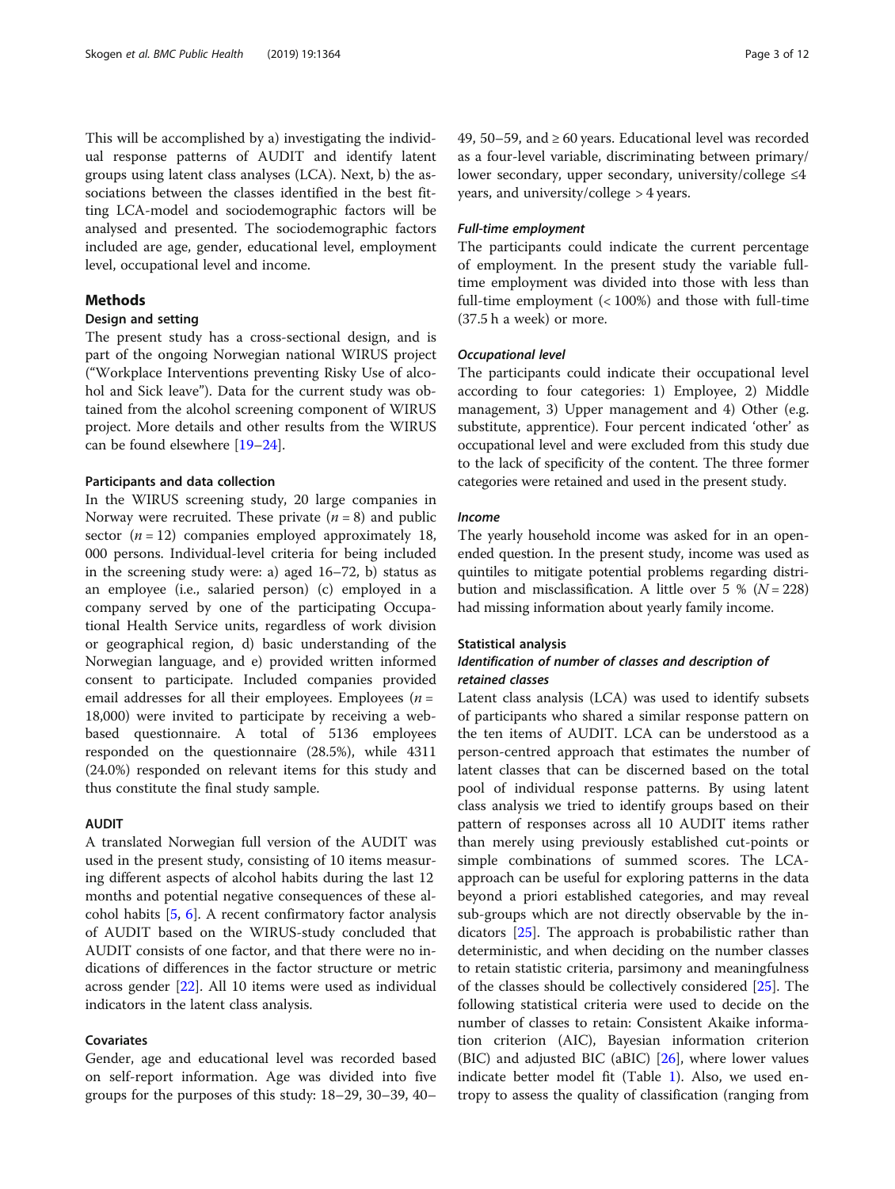This will be accomplished by a) investigating the individual response patterns of AUDIT and identify latent groups using latent class analyses (LCA). Next, b) the associations between the classes identified in the best fitting LCA-model and sociodemographic factors will be analysed and presented. The sociodemographic factors included are age, gender, educational level, employment level, occupational level and income.

## Methods

### Design and setting

The present study has a cross-sectional design, and is part of the ongoing Norwegian national WIRUS project ("Workplace Interventions preventing Risky Use of alcohol and Sick leave"). Data for the current study was obtained from the alcohol screening component of WIRUS project. More details and other results from the WIRUS can be found elsewhere [19–24].

### Participants and data collection

In the WIRUS screening study, 20 large companies in Norway were recruited. These private ($n = 8$) and public sector ($n = 12$) companies employed approximately 18, 000 persons. Individual-level criteria for being included in the screening study were: a) aged 16–72, b) status as an employee (i.e., salaried person) (c) employed in a company served by one of the participating Occupational Health Service units, regardless of work division or geographical region, d) basic understanding of the Norwegian language, and e) provided written informed consent to participate. Included companies provided email addresses for all their employees. Employees ($n = 18{,}000$) were invited to participate by receiving a web-based questionnaire. A total of 5136 employees responded on the questionnaire (28.5%), while 4311 (24.0%) responded on relevant items for this study and thus constitute the final study sample.

### AUDIT

A translated Norwegian full version of the AUDIT was used in the present study, consisting of 10 items measuring different aspects of alcohol habits during the last 12 months and potential negative consequences of these alcohol habits [5, 6]. A recent confirmatory factor analysis of AUDIT based on the WIRUS-study concluded that AUDIT consists of one factor, and that there were no indications of differences in the factor structure or metric across gender [22]. All 10 items were used as individual indicators in the latent class analysis.

### Covariates

Gender, age and educational level was recorded based on self-report information. Age was divided into five groups for the purposes of this study: 18–29, 30–39, 40–49, 50–59, and ≥ 60 years. Educational level was recorded as a four-level variable, discriminating between primary/lower secondary, upper secondary, university/college ≤4 years, and university/college > 4 years.

#### *Full-time employment*

The participants could indicate the current percentage of employment. In the present study the variable full-time employment was divided into those with less than full-time employment (< 100%) and those with full-time (37.5 h a week) or more.

#### *Occupational level*

The participants could indicate their occupational level according to four categories: 1) Employee, 2) Middle management, 3) Upper management and 4) Other (e.g. substitute, apprentice). Four percent indicated 'other' as occupational level and were excluded from this study due to the lack of specificity of the content. The three former categories were retained and used in the present study.

#### *Income*

The yearly household income was asked for in an open-ended question. In the present study, income was used as quintiles to mitigate potential problems regarding distribution and misclassification. A little over 5 % ($N = 228$) had missing information about yearly family income.

### Statistical analysis

#### *Identification of number of classes and description of retained classes*

Latent class analysis (LCA) was used to identify subsets of participants who shared a similar response pattern on the ten items of AUDIT. LCA can be understood as a person-centred approach that estimates the number of latent classes that can be discerned based on the total pool of individual response patterns. By using latent class analysis we tried to identify groups based on their pattern of responses across all 10 AUDIT items rather than merely using previously established cut-points or simple combinations of summed scores. The LCA-approach can be useful for exploring patterns in the data beyond a priori established categories, and may reveal sub-groups which are not directly observable by the indicators [25]. The approach is probabilistic rather than deterministic, and when deciding on the number classes to retain statistic criteria, parsimony and meaningfulness of the classes should be collectively considered [25]. The following statistical criteria were used to decide on the number of classes to retain: Consistent Akaike information criterion (AIC), Bayesian information criterion (BIC) and adjusted BIC (aBIC) [26], where lower values indicate better model fit (Table 1). Also, we used entropy to assess the quality of classification (ranging from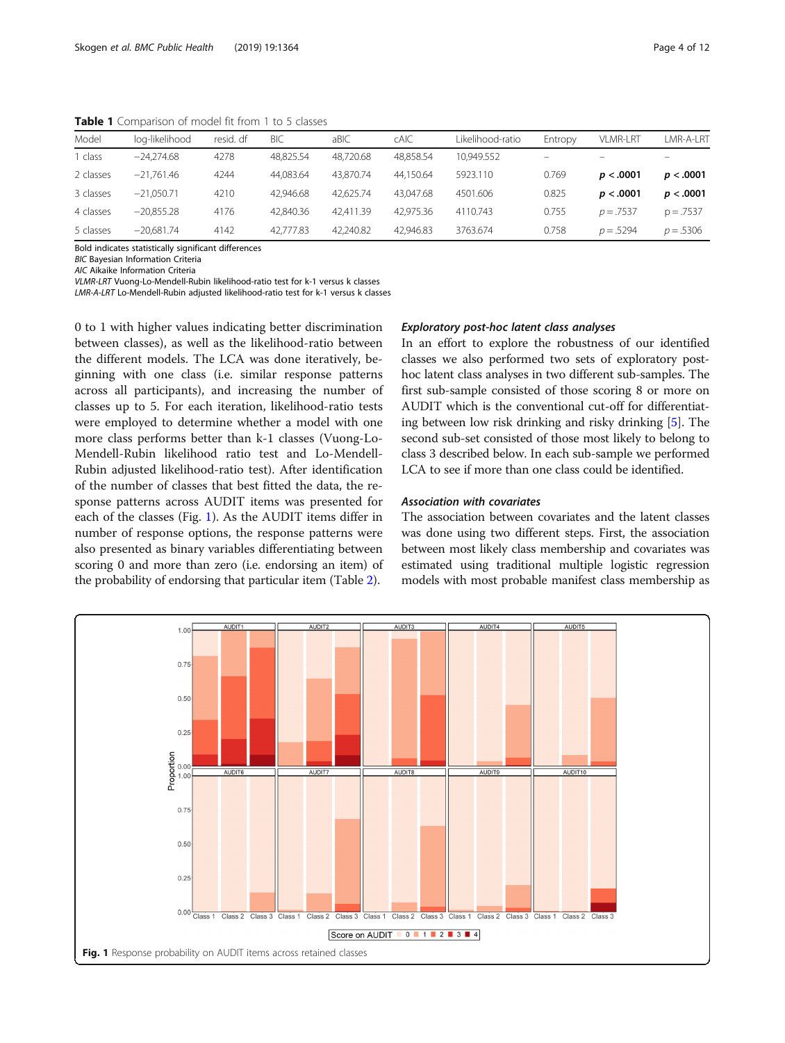**Table 1** Comparison of model fit from 1 to 5 classes

| Model | log-likelihood | resid. df | BIC | aBIC | cAIC | Likelihood-ratio | Entropy | VLMR-LRT | LMR-A-LRT |
|---|---|---|---|---|---|---|---|---|---|
| 1 class | −24,274.68 | 4278 | 48,825.54 | 48,720.68 | 48,858.54 | 10,949.552 | – | – | – |
| 2 classes | −21,761.46 | 4244 | 44,083.64 | 43,870.74 | 44,150.64 | 5923.110 | 0.769 | **$p < .0001$** | **$p < .0001$** |
| 3 classes | −21,050.71 | 4210 | 42,946.68 | 42,625.74 | 43,047.68 | 4501.606 | 0.825 | **$p < .0001$** | **$p < .0001$** |
| 4 classes | −20,855.28 | 4176 | 42,840.36 | 42,411.39 | 42,975.36 | 4110.743 | 0.755 | $p = .7537$ | $p = .7537$ |
| 5 classes | −20,681.74 | 4142 | 42,777.83 | 42,240.82 | 42,946.83 | 3763.674 | 0.758 | $p = .5294$ | $p = .5306$ |

Bold indicates statistically significant differences
*BIC* Bayesian Information Criteria
*AIC* Aikaike Information Criteria
*VLMR-LRT* Vuong-Lo-Mendell-Rubin likelihood-ratio test for k-1 versus k classes
*LMR-A-LRT* Lo-Mendell-Rubin adjusted likelihood-ratio test for k-1 versus k classes

0 to 1 with higher values indicating better discrimination between classes), as well as the likelihood-ratio between the different models. The LCA was done iteratively, beginning with one class (i.e. similar response patterns across all participants), and increasing the number of classes up to 5. For each iteration, likelihood-ratio tests were employed to determine whether a model with one more class performs better than k-1 classes (Vuong-Lo-Mendell-Rubin likelihood ratio test and Lo-Mendell-Rubin adjusted likelihood-ratio test). After identification of the number of classes that best fitted the data, the response patterns across AUDIT items was presented for each of the classes (Fig. 1). As the AUDIT items differ in number of response options, the response patterns were also presented as binary variables differentiating between scoring 0 and more than zero (i.e. endorsing an item) of the probability of endorsing that particular item (Table 2).

### *Exploratory post-hoc latent class analyses*

In an effort to explore the robustness of our identified classes we also performed two sets of exploratory post-hoc latent class analyses in two different sub-samples. The first sub-sample consisted of those scoring 8 or more on AUDIT which is the conventional cut-off for differentiating between low risk drinking and risky drinking [5]. The second sub-set consisted of those most likely to belong to class 3 described below. In each sub-sample we performed LCA to see if more than one class could be identified.

### *Association with covariates*

The association between covariates and the latent classes was done using two different steps. First, the association between most likely class membership and covariates was estimated using traditional multiple logistic regression models with most probable manifest class membership as

**Fig. 1** Response probability on AUDIT items across retained classes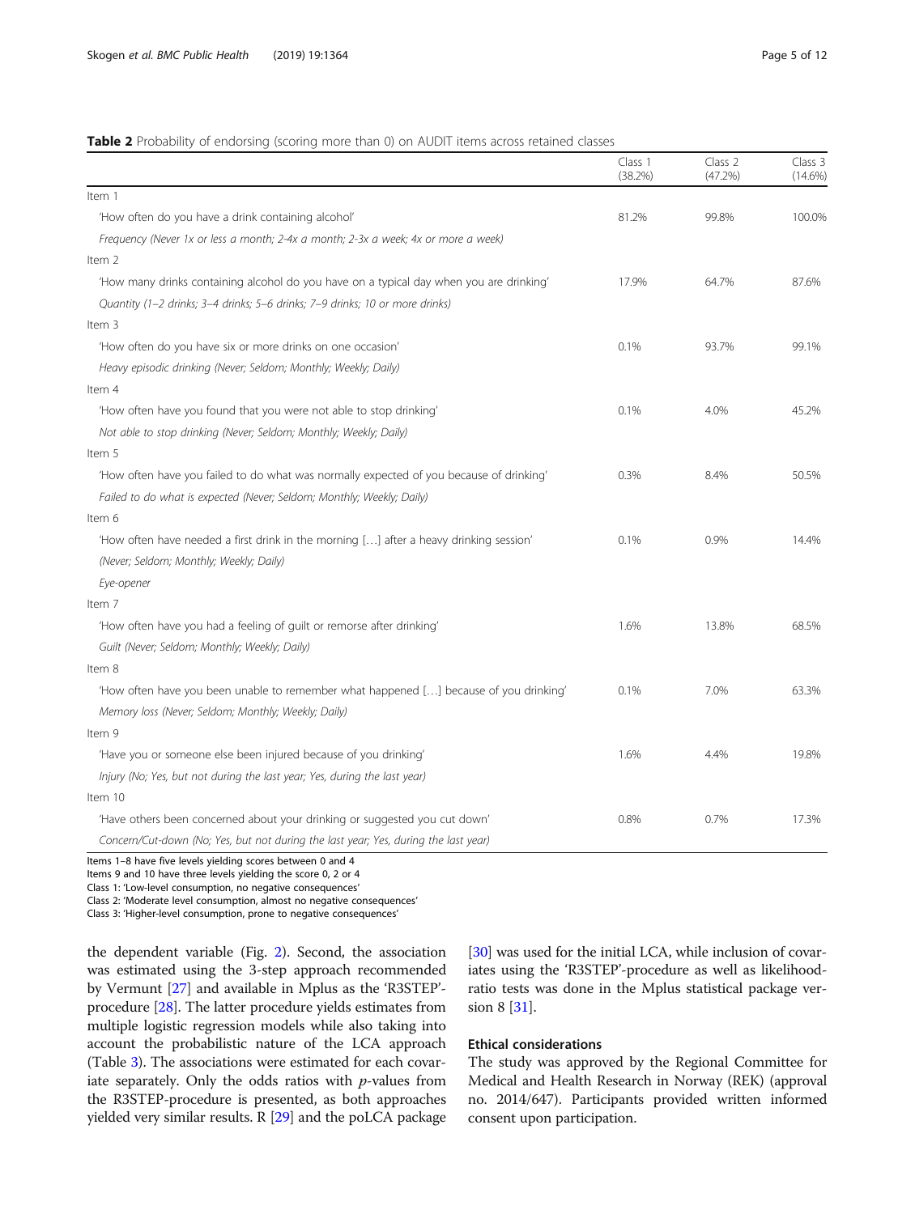**Table 2** Probability of endorsing (scoring more than 0) on AUDIT items across retained classes

| | Class 1 (38.2%) | Class 2 (47.2%) | Class 3 (14.6%) |
|---|---|---|---|
| Item 1 | | | |
| 'How often do you have a drink containing alcohol' | 81.2% | 99.8% | 100.0% |
| *Frequency (Never 1x or less a month; 2-4x a month; 2-3x a week; 4x or more a week)* | | | |
| Item 2 | | | |
| 'How many drinks containing alcohol do you have on a typical day when you are drinking' | 17.9% | 64.7% | 87.6% |
| *Quantity (1–2 drinks; 3–4 drinks; 5–6 drinks; 7–9 drinks; 10 or more drinks)* | | | |
| Item 3 | | | |
| 'How often do you have six or more drinks on one occasion' | 0.1% | 93.7% | 99.1% |
| *Heavy episodic drinking (Never; Seldom; Monthly; Weekly; Daily)* | | | |
| Item 4 | | | |
| 'How often have you found that you were not able to stop drinking' | 0.1% | 4.0% | 45.2% |
| *Not able to stop drinking (Never; Seldom; Monthly; Weekly; Daily)* | | | |
| Item 5 | | | |
| 'How often have you failed to do what was normally expected of you because of drinking' | 0.3% | 8.4% | 50.5% |
| *Failed to do what is expected (Never; Seldom; Monthly; Weekly; Daily)* | | | |
| Item 6 | | | |
| 'How often have needed a first drink in the morning […] after a heavy drinking session' | 0.1% | 0.9% | 14.4% |
| *(Never; Seldom; Monthly; Weekly; Daily)* | | | |
| *Eye-opener* | | | |
| Item 7 | | | |
| 'How often have you had a feeling of guilt or remorse after drinking' | 1.6% | 13.8% | 68.5% |
| *Guilt (Never; Seldom; Monthly; Weekly; Daily)* | | | |
| Item 8 | | | |
| 'How often have you been unable to remember what happened […] because of you drinking' | 0.1% | 7.0% | 63.3% |
| *Memory loss (Never; Seldom; Monthly; Weekly; Daily)* | | | |
| Item 9 | | | |
| 'Have you or someone else been injured because of you drinking' | 1.6% | 4.4% | 19.8% |
| *Injury (No; Yes, but not during the last year; Yes, during the last year)* | | | |
| Item 10 | | | |
| 'Have others been concerned about your drinking or suggested you cut down' | 0.8% | 0.7% | 17.3% |
| *Concern/Cut-down (No; Yes, but not during the last year; Yes, during the last year)* | | | |

Items 1–8 have five levels yielding scores between 0 and 4
Items 9 and 10 have three levels yielding the score 0, 2 or 4
Class 1: 'Low-level consumption, no negative consequences'
Class 2: 'Moderate level consumption, almost no negative consequences'
Class 3: 'Higher-level consumption, prone to negative consequences'

the dependent variable (Fig. 2). Second, the association was estimated using the 3-step approach recommended by Vermunt [27] and available in Mplus as the 'R3STEP'-procedure [28]. The latter procedure yields estimates from multiple logistic regression models while also taking into account the probabilistic nature of the LCA approach (Table 3). The associations were estimated for each covariate separately. Only the odds ratios with $p$-values from the R3STEP-procedure is presented, as both approaches yielded very similar results. R [29] and the poLCA package [30] was used for the initial LCA, while inclusion of covariates using the 'R3STEP'-procedure as well as likelihood-ratio tests was done in the Mplus statistical package version 8 [31].

### Ethical considerations

The study was approved by the Regional Committee for Medical and Health Research in Norway (REK) (approval no. 2014/647). Participants provided written informed consent upon participation.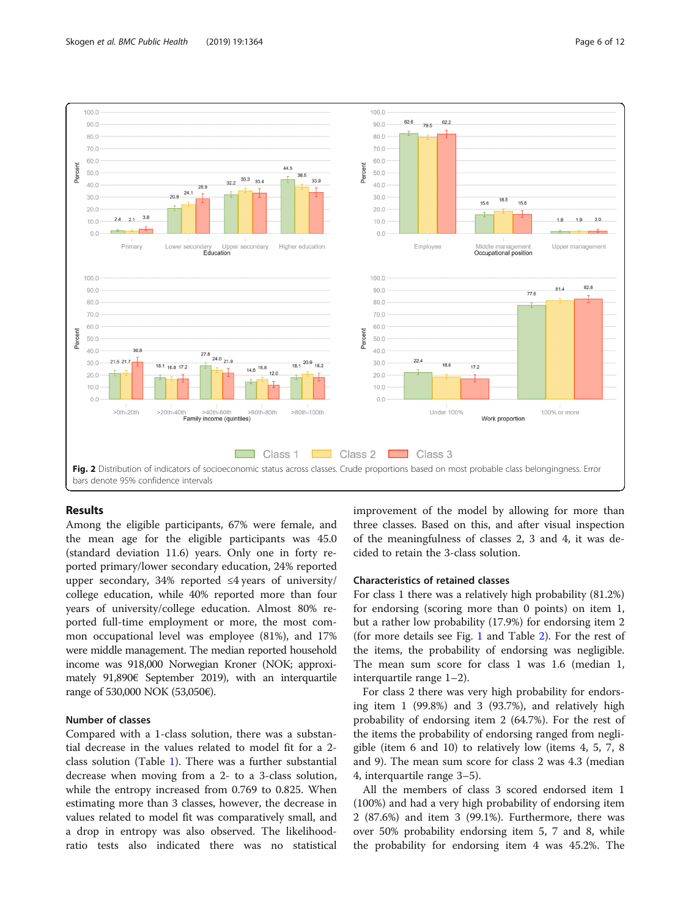Fig. 2 Distribution of indicators of socioeconomic status across classes. Crude proportions based on most probable class belongingness. Error bars denote 95% confidence intervals

## Results

Among the eligible participants, 67% were female, and the mean age for the eligible participants was 45.0 (standard deviation 11.6) years. Only one in forty reported primary/lower secondary education, 24% reported upper secondary, 34% reported ≤4 years of university/college education, while 40% reported more than four years of university/college education. Almost 80% reported full-time employment or more, the most common occupational level was employee (81%), and 17% were middle management. The median reported household income was 918,000 Norwegian Kroner (NOK; approximately 91,890€ September 2019), with an interquartile range of 530,000 NOK (53,050€).

### Number of classes

Compared with a 1-class solution, there was a substantial decrease in the values related to model fit for a 2-class solution (Table 1). There was a further substantial decrease when moving from a 2- to a 3-class solution, while the entropy increased from 0.769 to 0.825. When estimating more than 3 classes, however, the decrease in values related to model fit was comparatively small, and a drop in entropy was also observed. The likelihood-ratio tests also indicated there was no statistical improvement of the model by allowing for more than three classes. Based on this, and after visual inspection of the meaningfulness of classes 2, 3 and 4, it was decided to retain the 3-class solution.

### Characteristics of retained classes

For class 1 there was a relatively high probability (81.2%) for endorsing (scoring more than 0 points) on item 1, but a rather low probability (17.9%) for endorsing item 2 (for more details see Fig. 1 and Table 2). For the rest of the items, the probability of endorsing was negligible. The mean sum score for class 1 was 1.6 (median 1, interquartile range 1–2).

For class 2 there was very high probability for endorsing item 1 (99.8%) and 3 (93.7%), and relatively high probability of endorsing item 2 (64.7%). For the rest of the items the probability of endorsing ranged from negligible (item 6 and 10) to relatively low (items 4, 5, 7, 8 and 9). The mean sum score for class 2 was 4.3 (median 4, interquartile range 3–5).

All the members of class 3 scored endorsed item 1 (100%) and had a very high probability of endorsing item 2 (87.6%) and item 3 (99.1%). Furthermore, there was over 50% probability endorsing item 5, 7 and 8, while the probability for endorsing item 4 was 45.2%. The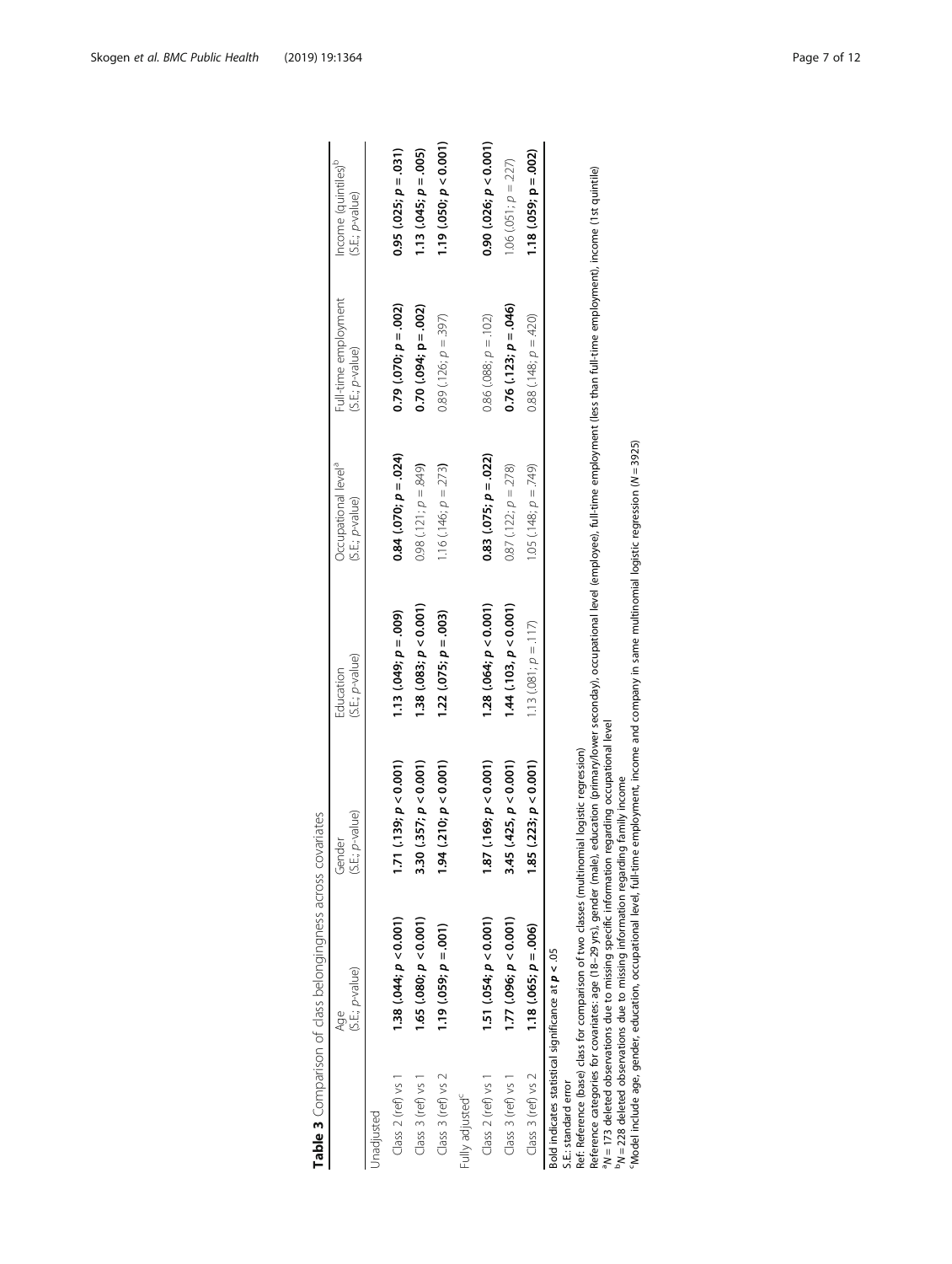**Table 3** Comparison of class belongingness across covariates

| | Age (S.E.; *p*-value) | Gender (S.E.; *p*-value) | Education (S.E.; *p*-value) | Occupational level[a] (S.E.; *p*-value) | Full-time employment (S.E.; *p*-value) | Income (quintiles)[b] (S.E.; *p*-value) |
|---|---|---|---|---|---|---|
| Unadjusted | | | | | | |
| Class 2 (ref) vs 1 | **1.38 (.044; $p$ <0.001)** | **1.71 (.139; $p$ < 0.001)** | **1.13 (.049; $p$ = .009)** | **0.84 (.070; $p$ = .024)** | **0.79 (.070; $p$ = .002)** | **0.95 (.025; $p$ = .031)** |
| Class 3 (ref) vs 1 | **1.65 (.080; $p$ <0.001)** | **3.30 (.357; $p$ < 0.001)** | **1.38 (.083; $p$ < 0.001)** | 0.98 (.121; $p$ = .849) | **0.70 (.094; $p$ = .002)** | **1.13 (.045; $p$ = .005)** |
| Class 3 (ref) vs 2 | **1.19 (.059; $p$ = .001)** | **1.94 (.210; $p$ < 0.001)** | **1.22 (.075; $p$ = .003)** | 1.16 (.146; $p$ = .273) | 0.89 (.126; $p$ = .397) | **1.19 (.050; $p$ < 0.001)** |
| Fully adjusted[c] | | | | | | |
| Class 2 (ref) vs 1 | **1.51 (.054; $p$ < 0.001)** | **1.87 (.169; $p$ < 0.001)** | **1.28 (.064; $p$ < 0.001)** | **0.83 (.075; $p$ = .022)** | 0.86 (.088; $p$ = .102) | **0.90 (.026; $p$ < 0.001)** |
| Class 3 (ref) vs 1 | **1.77 (.096; $p$ < 0.001)** | **3.45 (.425, $p$ < 0.001)** | **1.44 (.103, $p$ < 0.001)** | 0.87 (.122; $p$ = .278) | **0.76 (.123; $p$ = .046)** | 1.06 (.051; $p$ = .227) |
| Class 3 (ref) vs 2 | **1.18 (.065; $p$ = .006)** | **1.85 (.223; $p$ < 0.001)** | 1.13 (.081; $p$ = .117) | 1.05 (.148; $p$ = .749) | 0.88 (.148; $p$ = .420) | **1.18 (.059; $p$ = .002)** |

Bold indicates statistical significance at $p$ < .05

S.E.: standard error

Ref: Reference (base) class for comparison of two classes (multinomial logistic regression)

Reference categories for covariates: age (18–29 yrs), gender (male), education (primary/lower seconday), occupational level (employee), full-time employment (less than full-time employment), income (1st quintile)

[a]N = 173 deleted observations due to missing specific information regarding occupational level

[b]N = 228 deleted observations due to missing information regarding family income

[c]Model include age, gender, education, occupational level, full-time employment, income and company in same multinomial logistic regression (N = 3925)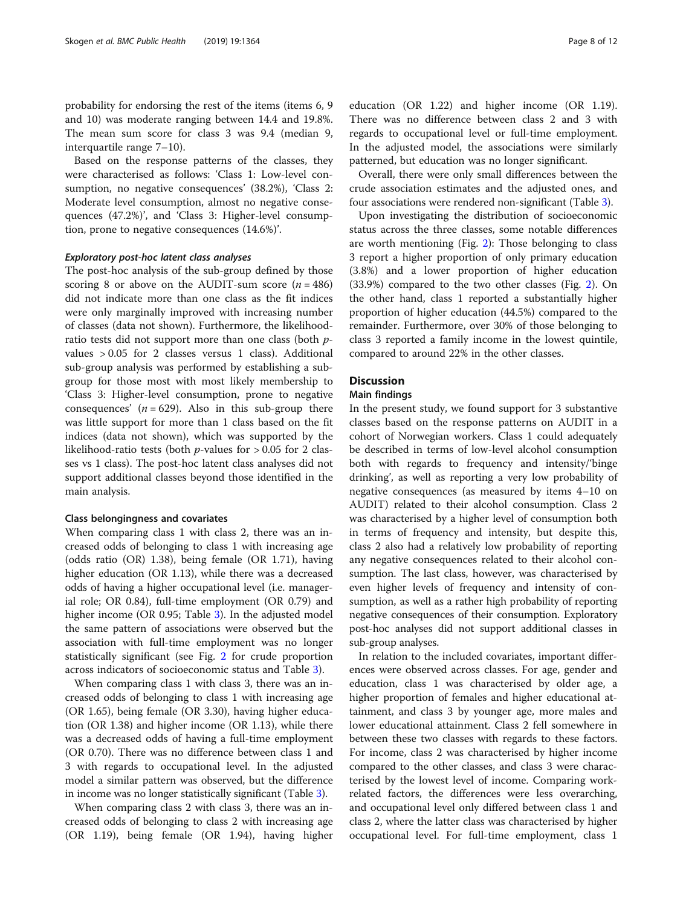probability for endorsing the rest of the items (items 6, 9 and 10) was moderate ranging between 14.4 and 19.8%. The mean sum score for class 3 was 9.4 (median 9, interquartile range 7–10).

Based on the response patterns of the classes, they were characterised as follows: 'Class 1: Low-level consumption, no negative consequences' (38.2%), 'Class 2: Moderate level consumption, almost no negative consequences (47.2%)', and 'Class 3: Higher-level consumption, prone to negative consequences (14.6%)'.

#### *Exploratory post-hoc latent class analyses*

The post-hoc analysis of the sub-group defined by those scoring 8 or above on the AUDIT-sum score ($n = 486$) did not indicate more than one class as the fit indices were only marginally improved with increasing number of classes (data not shown). Furthermore, the likelihood-ratio tests did not support more than one class (both $p$-values $> 0.05$ for 2 classes versus 1 class). Additional sub-group analysis was performed by establishing a sub-group for those most with most likely membership to 'Class 3: Higher-level consumption, prone to negative consequences' ($n = 629$). Also in this sub-group there was little support for more than 1 class based on the fit indices (data not shown), which was supported by the likelihood-ratio tests (both $p$-values for $> 0.05$ for 2 classes vs 1 class). The post-hoc latent class analyses did not support additional classes beyond those identified in the main analysis.

### Class belongingness and covariates

When comparing class 1 with class 2, there was an increased odds of belonging to class 1 with increasing age (odds ratio (OR) 1.38), being female (OR 1.71), having higher education (OR 1.13), while there was a decreased odds of having a higher occupational level (i.e. managerial role; OR 0.84), full-time employment (OR 0.79) and higher income (OR 0.95; Table 3). In the adjusted model the same pattern of associations were observed but the association with full-time employment was no longer statistically significant (see Fig. 2 for crude proportion across indicators of socioeconomic status and Table 3).

When comparing class 1 with class 3, there was an increased odds of belonging to class 1 with increasing age (OR 1.65), being female (OR 3.30), having higher education (OR 1.38) and higher income (OR 1.13), while there was a decreased odds of having a full-time employment (OR 0.70). There was no difference between class 1 and 3 with regards to occupational level. In the adjusted model a similar pattern was observed, but the difference in income was no longer statistically significant (Table 3).

When comparing class 2 with class 3, there was an increased odds of belonging to class 2 with increasing age (OR 1.19), being female (OR 1.94), having higher education (OR 1.22) and higher income (OR 1.19). There was no difference between class 2 and 3 with regards to occupational level or full-time employment. In the adjusted model, the associations were similarly patterned, but education was no longer significant.

Overall, there were only small differences between the crude association estimates and the adjusted ones, and four associations were rendered non-significant (Table 3).

Upon investigating the distribution of socioeconomic status across the three classes, some notable differences are worth mentioning (Fig. 2): Those belonging to class 3 report a higher proportion of only primary education (3.8%) and a lower proportion of higher education (33.9%) compared to the two other classes (Fig. 2). On the other hand, class 1 reported a substantially higher proportion of higher education (44.5%) compared to the remainder. Furthermore, over 30% of those belonging to class 3 reported a family income in the lowest quintile, compared to around 22% in the other classes.

## Discussion

### Main findings

In the present study, we found support for 3 substantive classes based on the response patterns on AUDIT in a cohort of Norwegian workers. Class 1 could adequately be described in terms of low-level alcohol consumption both with regards to frequency and intensity/'binge drinking', as well as reporting a very low probability of negative consequences (as measured by items 4–10 on AUDIT) related to their alcohol consumption. Class 2 was characterised by a higher level of consumption both in terms of frequency and intensity, but despite this, class 2 also had a relatively low probability of reporting any negative consequences related to their alcohol consumption. The last class, however, was characterised by even higher levels of frequency and intensity of consumption, as well as a rather high probability of reporting negative consequences of their consumption. Exploratory post-hoc analyses did not support additional classes in sub-group analyses.

In relation to the included covariates, important differences were observed across classes. For age, gender and education, class 1 was characterised by older age, a higher proportion of females and higher educational attainment, and class 3 by younger age, more males and lower educational attainment. Class 2 fell somewhere in between these two classes with regards to these factors. For income, class 2 was characterised by higher income compared to the other classes, and class 3 were characterised by the lowest level of income. Comparing work-related factors, the differences were less overarching, and occupational level only differed between class 1 and class 2, where the latter class was characterised by higher occupational level. For full-time employment, class 1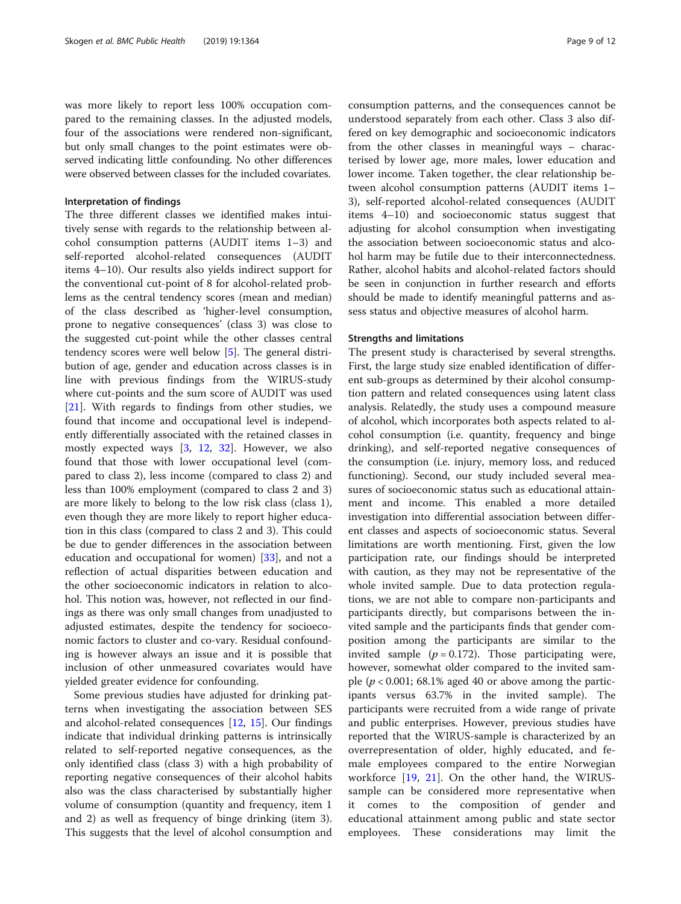was more likely to report less 100% occupation compared to the remaining classes. In the adjusted models, four of the associations were rendered non-significant, but only small changes to the point estimates were observed indicating little confounding. No other differences were observed between classes for the included covariates.

### Interpretation of findings

The three different classes we identified makes intuitively sense with regards to the relationship between alcohol consumption patterns (AUDIT items 1–3) and self-reported alcohol-related consequences (AUDIT items 4–10). Our results also yields indirect support for the conventional cut-point of 8 for alcohol-related problems as the central tendency scores (mean and median) of the class described as 'higher-level consumption, prone to negative consequences' (class 3) was close to the suggested cut-point while the other classes central tendency scores were well below [5]. The general distribution of age, gender and education across classes is in line with previous findings from the WIRUS-study where cut-points and the sum score of AUDIT was used [21]. With regards to findings from other studies, we found that income and occupational level is independently differentially associated with the retained classes in mostly expected ways [3, 12, 32]. However, we also found that those with lower occupational level (compared to class 2), less income (compared to class 2) and less than 100% employment (compared to class 2 and 3) are more likely to belong to the low risk class (class 1), even though they are more likely to report higher education in this class (compared to class 2 and 3). This could be due to gender differences in the association between education and occupational for women) [33], and not a reflection of actual disparities between education and the other socioeconomic indicators in relation to alcohol. This notion was, however, not reflected in our findings as there was only small changes from unadjusted to adjusted estimates, despite the tendency for socioeconomic factors to cluster and co-vary. Residual confounding is however always an issue and it is possible that inclusion of other unmeasured covariates would have yielded greater evidence for confounding.

Some previous studies have adjusted for drinking patterns when investigating the association between SES and alcohol-related consequences [12, 15]. Our findings indicate that individual drinking patterns is intrinsically related to self-reported negative consequences, as the only identified class (class 3) with a high probability of reporting negative consequences of their alcohol habits also was the class characterised by substantially higher volume of consumption (quantity and frequency, item 1 and 2) as well as frequency of binge drinking (item 3). This suggests that the level of alcohol consumption and consumption patterns, and the consequences cannot be understood separately from each other. Class 3 also differed on key demographic and socioeconomic indicators from the other classes in meaningful ways – characterised by lower age, more males, lower education and lower income. Taken together, the clear relationship between alcohol consumption patterns (AUDIT items 1–3), self-reported alcohol-related consequences (AUDIT items 4–10) and socioeconomic status suggest that adjusting for alcohol consumption when investigating the association between socioeconomic status and alcohol harm may be futile due to their interconnectedness. Rather, alcohol habits and alcohol-related factors should be seen in conjunction in further research and efforts should be made to identify meaningful patterns and assess status and objective measures of alcohol harm.

### Strengths and limitations

The present study is characterised by several strengths. First, the large study size enabled identification of different sub-groups as determined by their alcohol consumption pattern and related consequences using latent class analysis. Relatedly, the study uses a compound measure of alcohol, which incorporates both aspects related to alcohol consumption (i.e. quantity, frequency and binge drinking), and self-reported negative consequences of the consumption (i.e. injury, memory loss, and reduced functioning). Second, our study included several measures of socioeconomic status such as educational attainment and income. This enabled a more detailed investigation into differential association between different classes and aspects of socioeconomic status. Several limitations are worth mentioning. First, given the low participation rate, our findings should be interpreted with caution, as they may not be representative of the whole invited sample. Due to data protection regulations, we are not able to compare non-participants and participants directly, but comparisons between the invited sample and the participants finds that gender composition among the participants are similar to the invited sample ($p = 0.172$). Those participating were, however, somewhat older compared to the invited sample ($p < 0.001$; 68.1% aged 40 or above among the participants versus 63.7% in the invited sample). The participants were recruited from a wide range of private and public enterprises. However, previous studies have reported that the WIRUS-sample is characterized by an overrepresentation of older, highly educated, and female employees compared to the entire Norwegian workforce [19, 21]. On the other hand, the WIRUS-sample can be considered more representative when it comes to the composition of gender and educational attainment among public and state sector employees. These considerations may limit the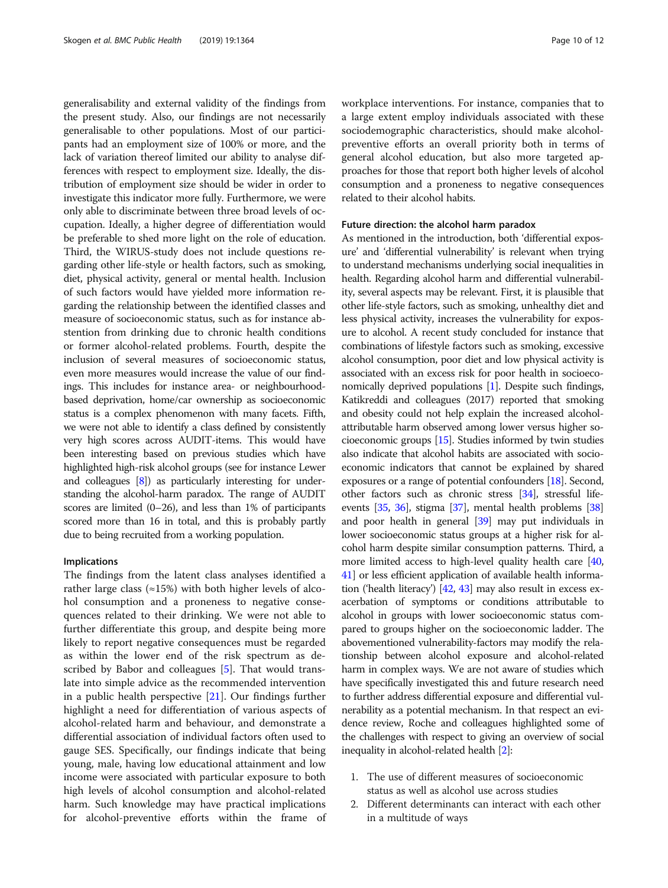generalisability and external validity of the findings from the present study. Also, our findings are not necessarily generalisable to other populations. Most of our participants had an employment size of 100% or more, and the lack of variation thereof limited our ability to analyse differences with respect to employment size. Ideally, the distribution of employment size should be wider in order to investigate this indicator more fully. Furthermore, we were only able to discriminate between three broad levels of occupation. Ideally, a higher degree of differentiation would be preferable to shed more light on the role of education. Third, the WIRUS-study does not include questions regarding other life-style or health factors, such as smoking, diet, physical activity, general or mental health. Inclusion of such factors would have yielded more information regarding the relationship between the identified classes and measure of socioeconomic status, such as for instance abstention from drinking due to chronic health conditions or former alcohol-related problems. Fourth, despite the inclusion of several measures of socioeconomic status, even more measures would increase the value of our findings. This includes for instance area- or neighbourhood-based deprivation, home/car ownership as socioeconomic status is a complex phenomenon with many facets. Fifth, we were not able to identify a class defined by consistently very high scores across AUDIT-items. This would have been interesting based on previous studies which have highlighted high-risk alcohol groups (see for instance Lewer and colleagues [8]) as particularly interesting for understanding the alcohol-harm paradox. The range of AUDIT scores are limited (0–26), and less than 1% of participants scored more than 16 in total, and this is probably partly due to being recruited from a working population.

## Implications

The findings from the latent class analyses identified a rather large class (≈15%) with both higher levels of alcohol consumption and a proneness to negative consequences related to their drinking. We were not able to further differentiate this group, and despite being more likely to report negative consequences must be regarded as within the lower end of the risk spectrum as described by Babor and colleagues [5]. That would translate into simple advice as the recommended intervention in a public health perspective [21]. Our findings further highlight a need for differentiation of various aspects of alcohol-related harm and behaviour, and demonstrate a differential association of individual factors often used to gauge SES. Specifically, our findings indicate that being young, male, having low educational attainment and low income were associated with particular exposure to both high levels of alcohol consumption and alcohol-related harm. Such knowledge may have practical implications for alcohol-preventive efforts within the frame of workplace interventions. For instance, companies that to a large extent employ individuals associated with these sociodemographic characteristics, should make alcohol-preventive efforts an overall priority both in terms of general alcohol education, but also more targeted approaches for those that report both higher levels of alcohol consumption and a proneness to negative consequences related to their alcohol habits.

## Future direction: the alcohol harm paradox

As mentioned in the introduction, both 'differential exposure' and 'differential vulnerability' is relevant when trying to understand mechanisms underlying social inequalities in health. Regarding alcohol harm and differential vulnerability, several aspects may be relevant. First, it is plausible that other life-style factors, such as smoking, unhealthy diet and less physical activity, increases the vulnerability for exposure to alcohol. A recent study concluded for instance that combinations of lifestyle factors such as smoking, excessive alcohol consumption, poor diet and low physical activity is associated with an excess risk for poor health in socioeconomically deprived populations [1]. Despite such findings, Katikreddi and colleagues (2017) reported that smoking and obesity could not help explain the increased alcohol-attributable harm observed among lower versus higher socioeconomic groups [15]. Studies informed by twin studies also indicate that alcohol habits are associated with socioeconomic indicators that cannot be explained by shared exposures or a range of potential confounders [18]. Second, other factors such as chronic stress [34], stressful life-events [35, 36], stigma [37], mental health problems [38] and poor health in general [39] may put individuals in lower socioeconomic status groups at a higher risk for alcohol harm despite similar consumption patterns. Third, a more limited access to high-level quality health care [40, 41] or less efficient application of available health information ('health literacy') [42, 43] may also result in excess exacerbation of symptoms or conditions attributable to alcohol in groups with lower socioeconomic status compared to groups higher on the socioeconomic ladder. The abovementioned vulnerability-factors may modify the relationship between alcohol exposure and alcohol-related harm in complex ways. We are not aware of studies which have specifically investigated this and future research need to further address differential exposure and differential vulnerability as a potential mechanism. In that respect an evidence review, Roche and colleagues highlighted some of the challenges with respect to giving an overview of social inequality in alcohol-related health [2]:

1. The use of different measures of socioeconomic status as well as alcohol use across studies
2. Different determinants can interact with each other in a multitude of ways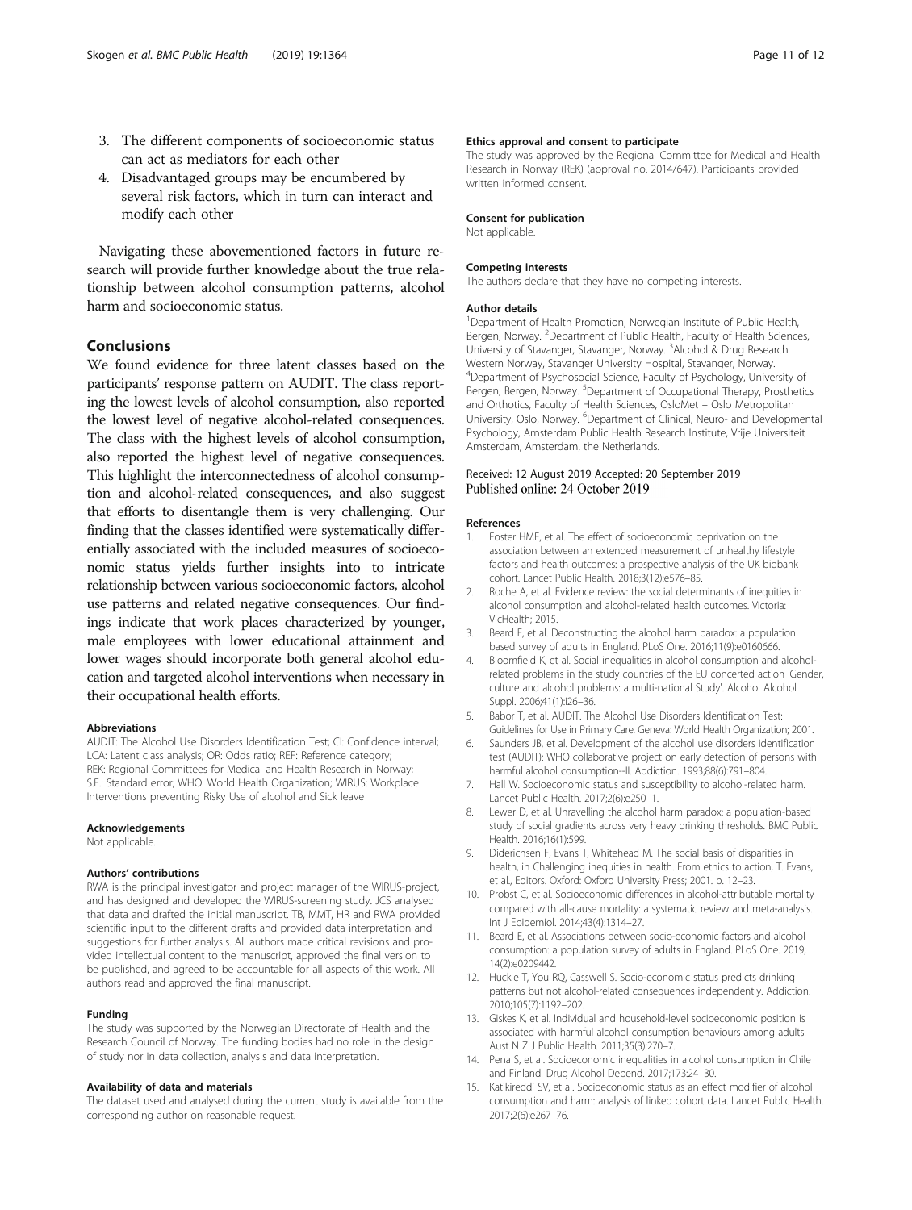3. The different components of socioeconomic status can act as mediators for each other
4. Disadvantaged groups may be encumbered by several risk factors, which in turn can interact and modify each other

Navigating these abovementioned factors in future research will provide further knowledge about the true relationship between alcohol consumption patterns, alcohol harm and socioeconomic status.

## Conclusions

We found evidence for three latent classes based on the participants' response pattern on AUDIT. The class reporting the lowest levels of alcohol consumption, also reported the lowest level of negative alcohol-related consequences. The class with the highest levels of alcohol consumption, also reported the highest level of negative consequences. This highlight the interconnectedness of alcohol consumption and alcohol-related consequences, and also suggest that efforts to disentangle them is very challenging. Our finding that the classes identified were systematically differentially associated with the included measures of socioeconomic status yields further insights into to intricate relationship between various socioeconomic factors, alcohol use patterns and related negative consequences. Our findings indicate that work places characterized by younger, male employees with lower educational attainment and lower wages should incorporate both general alcohol education and targeted alcohol interventions when necessary in their occupational health efforts.

#### Abbreviations

AUDIT: The Alcohol Use Disorders Identification Test; CI: Confidence interval; LCA: Latent class analysis; OR: Odds ratio; REF: Reference category; REK: Regional Committees for Medical and Health Research in Norway; S.E.: Standard error; WHO: World Health Organization; WIRUS: Workplace Interventions preventing Risky Use of alcohol and Sick leave

#### Acknowledgements

Not applicable.

#### Authors' contributions

RWA is the principal investigator and project manager of the WIRUS-project, and has designed and developed the WIRUS-screening study. JCS analysed that data and drafted the initial manuscript. TB, MMT, HR and RWA provided scientific input to the different drafts and provided data interpretation and suggestions for further analysis. All authors made critical revisions and provided intellectual content to the manuscript, approved the final version to be published, and agreed to be accountable for all aspects of this work. All authors read and approved the final manuscript.

#### Funding

The study was supported by the Norwegian Directorate of Health and the Research Council of Norway. The funding bodies had no role in the design of study nor in data collection, analysis and data interpretation.

#### Availability of data and materials

The dataset used and analysed during the current study is available from the corresponding author on reasonable request.

#### Ethics approval and consent to participate

The study was approved by the Regional Committee for Medical and Health Research in Norway (REK) (approval no. 2014/647). Participants provided written informed consent.

#### Consent for publication

Not applicable.

#### Competing interests

The authors declare that they have no competing interests.

#### Author details

[1]Department of Health Promotion, Norwegian Institute of Public Health, Bergen, Norway. [2]Department of Public Health, Faculty of Health Sciences, University of Stavanger, Stavanger, Norway. [3]Alcohol & Drug Research Western Norway, Stavanger University Hospital, Stavanger, Norway. [4]Department of Psychosocial Science, Faculty of Psychology, University of Bergen, Bergen, Norway. [5]Department of Occupational Therapy, Prosthetics and Orthotics, Faculty of Health Sciences, OsloMet – Oslo Metropolitan University, Oslo, Norway. [6]Department of Clinical, Neuro- and Developmental Psychology, Amsterdam Public Health Research Institute, Vrije Universiteit Amsterdam, Amsterdam, the Netherlands.

Received: 12 August 2019 Accepted: 20 September 2019
Published online: 24 October 2019

#### References

1. Foster HME, et al. The effect of socioeconomic deprivation on the association between an extended measurement of unhealthy lifestyle factors and health outcomes: a prospective analysis of the UK biobank cohort. Lancet Public Health. 2018;3(12):e576–85.
2. Roche A, et al. Evidence review: the social determinants of inequities in alcohol consumption and alcohol-related health outcomes. Victoria: VicHealth; 2015.
3. Beard E, et al. Deconstructing the alcohol harm paradox: a population based survey of adults in England. PLoS One. 2016;11(9):e0160666.
4. Bloomfield K, et al. Social inequalities in alcohol consumption and alcohol-related problems in the study countries of the EU concerted action 'Gender, culture and alcohol problems: a multi-national Study'. Alcohol Alcohol Suppl. 2006;41(1):i26–36.
5. Babor T, et al. AUDIT. The Alcohol Use Disorders Identification Test: Guidelines for Use in Primary Care. Geneva: World Health Organization; 2001.
6. Saunders JB, et al. Development of the alcohol use disorders identification test (AUDIT): WHO collaborative project on early detection of persons with harmful alcohol consumption--II. Addiction. 1993;88(6):791–804.
7. Hall W. Socioeconomic status and susceptibility to alcohol-related harm. Lancet Public Health. 2017;2(6):e250–1.
8. Lewer D, et al. Unravelling the alcohol harm paradox: a population-based study of social gradients across very heavy drinking thresholds. BMC Public Health. 2016;16(1):599.
9. Diderichsen F, Evans T, Whitehead M. The social basis of disparities in health, in Challenging inequities in health. From ethics to action, T. Evans, et al., Editors. Oxford: Oxford University Press; 2001. p. 12–23.
10. Probst C, et al. Socioeconomic differences in alcohol-attributable mortality compared with all-cause mortality: a systematic review and meta-analysis. Int J Epidemiol. 2014;43(4):1314–27.
11. Beard E, et al. Associations between socio-economic factors and alcohol consumption: a population survey of adults in England. PLoS One. 2019; 14(2):e0209442.
12. Huckle T, You RQ, Casswell S. Socio-economic status predicts drinking patterns but not alcohol-related consequences independently. Addiction. 2010;105(7):1192–202.
13. Giskes K, et al. Individual and household-level socioeconomic position is associated with harmful alcohol consumption behaviours among adults. Aust N Z J Public Health. 2011;35(3):270–7.
14. Pena S, et al. Socioeconomic inequalities in alcohol consumption in Chile and Finland. Drug Alcohol Depend. 2017;173:24–30.
15. Katikireddi SV, et al. Socioeconomic status as an effect modifier of alcohol consumption and harm: analysis of linked cohort data. Lancet Public Health. 2017;2(6):e267–76.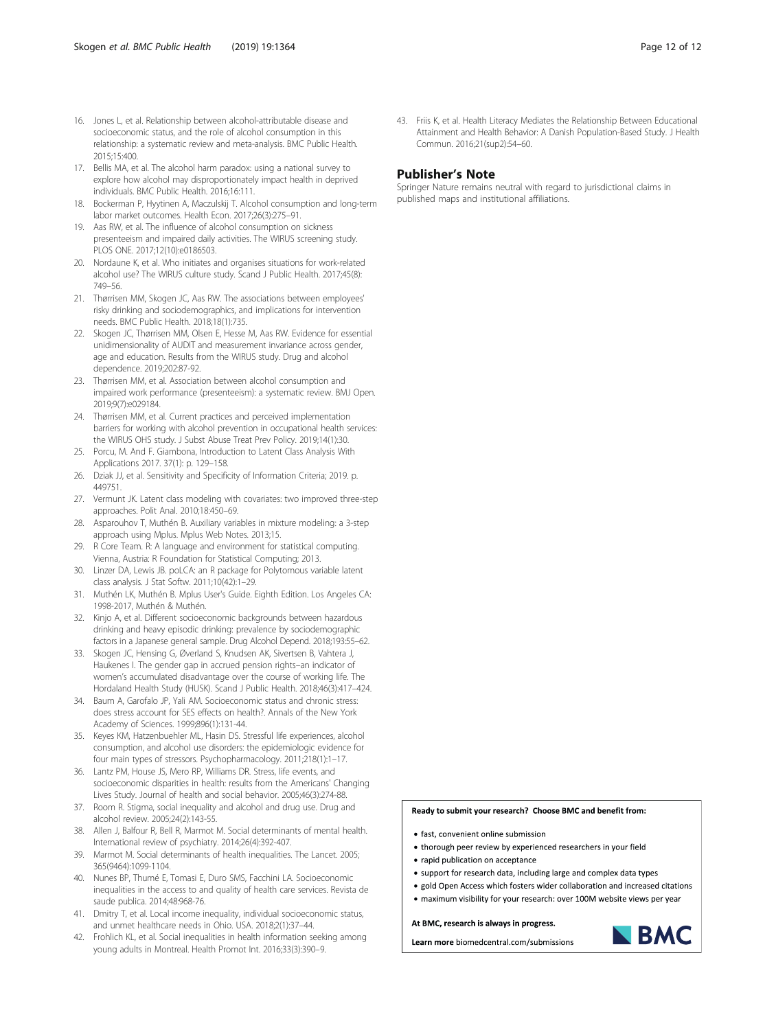16. Jones L, et al. Relationship between alcohol-attributable disease and socioeconomic status, and the role of alcohol consumption in this relationship: a systematic review and meta-analysis. BMC Public Health. 2015;15:400.
17. Bellis MA, et al. The alcohol harm paradox: using a national survey to explore how alcohol may disproportionately impact health in deprived individuals. BMC Public Health. 2016;16:111.
18. Bockerman P, Hyytinen A, Maczulskij T. Alcohol consumption and long-term labor market outcomes. Health Econ. 2017;26(3):275–91.
19. Aas RW, et al. The influence of alcohol consumption on sickness presenteeism and impaired daily activities. The WIRUS screening study. PLOS ONE. 2017;12(10):e0186503.
20. Nordaune K, et al. Who initiates and organises situations for work-related alcohol use? The WIRUS culture study. Scand J Public Health. 2017;45(8): 749–56.
21. Thørrisen MM, Skogen JC, Aas RW. The associations between employees' risky drinking and sociodemographics, and implications for intervention needs. BMC Public Health. 2018;18(1):735.
22. Skogen JC, Thørrisen MM, Olsen E, Hesse M, Aas RW. Evidence for essential unidimensionality of AUDIT and measurement invariance across gender, age and education. Results from the WIRUS study. Drug and alcohol dependence. 2019;202:87-92.
23. Thørrisen MM, et al. Association between alcohol consumption and impaired work performance (presenteeism): a systematic review. BMJ Open. 2019;9(7):e029184.
24. Thørrisen MM, et al. Current practices and perceived implementation barriers for working with alcohol prevention in occupational health services: the WIRUS OHS study. J Subst Abuse Treat Prev Policy. 2019;14(1):30.
25. Porcu, M. And F. Giambona, Introduction to Latent Class Analysis With Applications 2017. 37(1): p. 129–158.
26. Dziak JJ, et al. Sensitivity and Specificity of Information Criteria; 2019. p. 449751.
27. Vermunt JK. Latent class modeling with covariates: two improved three-step approaches. Polit Anal. 2010;18:450–69.
28. Asparouhov T, Muthén B. Auxiliary variables in mixture modeling: a 3-step approach using Mplus. Mplus Web Notes. 2013;15.
29. R Core Team. R: A language and environment for statistical computing. Vienna, Austria: R Foundation for Statistical Computing; 2013.
30. Linzer DA, Lewis JB. poLCA: an R package for Polytomous variable latent class analysis. J Stat Softw. 2011;10(42):1–29.
31. Muthén LK, Muthén B. Mplus User's Guide. Eighth Edition. Los Angeles CA: 1998-2017, Muthén & Muthén.
32. Kinjo A, et al. Different socioeconomic backgrounds between hazardous drinking and heavy episodic drinking: prevalence by sociodemographic factors in a Japanese general sample. Drug Alcohol Depend. 2018;193:55–62.
33. Skogen JC, Hensing G, Øverland S, Knudsen AK, Sivertsen B, Vahtera J, Haukenes I. The gender gap in accrued pension rights–an indicator of women's accumulated disadvantage over the course of working life. The Hordaland Health Study (HUSK). Scand J Public Health. 2018;46(3):417–424.
34. Baum A, Garofalo JP, Yali AM. Socioeconomic status and chronic stress: does stress account for SES effects on health?. Annals of the New York Academy of Sciences. 1999;896(1):131-44.
35. Keyes KM, Hatzenbuehler ML, Hasin DS. Stressful life experiences, alcohol consumption, and alcohol use disorders: the epidemiologic evidence for four main types of stressors. Psychopharmacology. 2011;218(1):1–17.
36. Lantz PM, House JS, Mero RP, Williams DR. Stress, life events, and socioeconomic disparities in health: results from the Americans' Changing Lives Study. Journal of health and social behavior. 2005;46(3):274-88.
37. Room R. Stigma, social inequality and alcohol and drug use. Drug and alcohol review. 2005;24(2):143-55.
38. Allen J, Balfour R, Bell R, Marmot M. Social determinants of mental health. International review of psychiatry. 2014;26(4):392-407.
39. Marmot M. Social determinants of health inequalities. The Lancet. 2005; 365(9464):1099-1104.
40. Nunes BP, Thumé E, Tomasi E, Duro SMS, Facchini LA. Socioeconomic inequalities in the access to and quality of health care services. Revista de saude publica. 2014;48:968-76.
41. Dmitry T, et al. Local income inequality, individual socioeconomic status, and unmet healthcare needs in Ohio. USA. 2018;2(1):37–44.
42. Frohlich KL, et al. Social inequalities in health information seeking among young adults in Montreal. Health Promot Int. 2016;33(3):390–9.
43. Friis K, et al. Health Literacy Mediates the Relationship Between Educational Attainment and Health Behavior: A Danish Population-Based Study. J Health Commun. 2016;21(sup2):54–60.

## Publisher's Note

Springer Nature remains neutral with regard to jurisdictional claims in published maps and institutional affiliations.

**Ready to submit your research? Choose BMC and benefit from:**

- fast, convenient online submission
- thorough peer review by experienced researchers in your field
- rapid publication on acceptance
- support for research data, including large and complex data types
- gold Open Access which fosters wider collaboration and increased citations
- maximum visibility for your research: over 100M website views per year

**At BMC, research is always in progress.**

**Learn more** biomedcentral.com/submissions

BMC